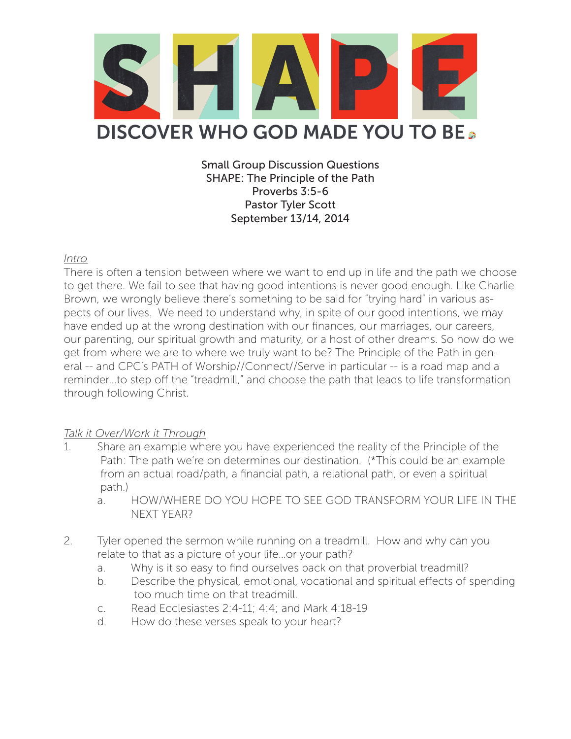# SHAPE

## DISCOVER WHO GOD MADE YOU TO BE

Small Group Discussion Questions
SHAPE: The Principle of the Path
Proverbs 3:5-6
Pastor Tyler Scott
September 13/14, 2014

*Intro*

There is often a tension between where we want to end up in life and the path we choose to get there. We fail to see that having good intentions is never good enough. Like Charlie Brown, we wrongly believe there's something to be said for "trying hard" in various aspects of our lives. We need to understand why, in spite of our good intentions, we may have ended up at the wrong destination with our finances, our marriages, our careers, our parenting, our spiritual growth and maturity, or a host of other dreams. So how do we get from where we are to where we truly want to be? The Principle of the Path in general -- and CPC's PATH of Worship//Connect//Serve in particular -- is a road map and a reminder…to step off the "treadmill," and choose the path that leads to life transformation through following Christ.

*Talk it Over/Work it Through*

1. Share an example where you have experienced the reality of the Principle of the Path: The path we're on determines our destination. (*This could be an example from an actual road/path, a financial path, a relational path, or even a spiritual path.)
   a. HOW/WHERE DO YOU HOPE TO SEE GOD TRANSFORM YOUR LIFE IN THE NEXT YEAR?

2. Tyler opened the sermon while running on a treadmill. How and why can you relate to that as a picture of your life…or your path?
   a. Why is it so easy to find ourselves back on that proverbial treadmill?
   b. Describe the physical, emotional, vocational and spiritual effects of spending too much time on that treadmill.
   c. Read Ecclesiastes 2:4-11; 4:4; and Mark 4:18-19
   d. How do these verses speak to your heart?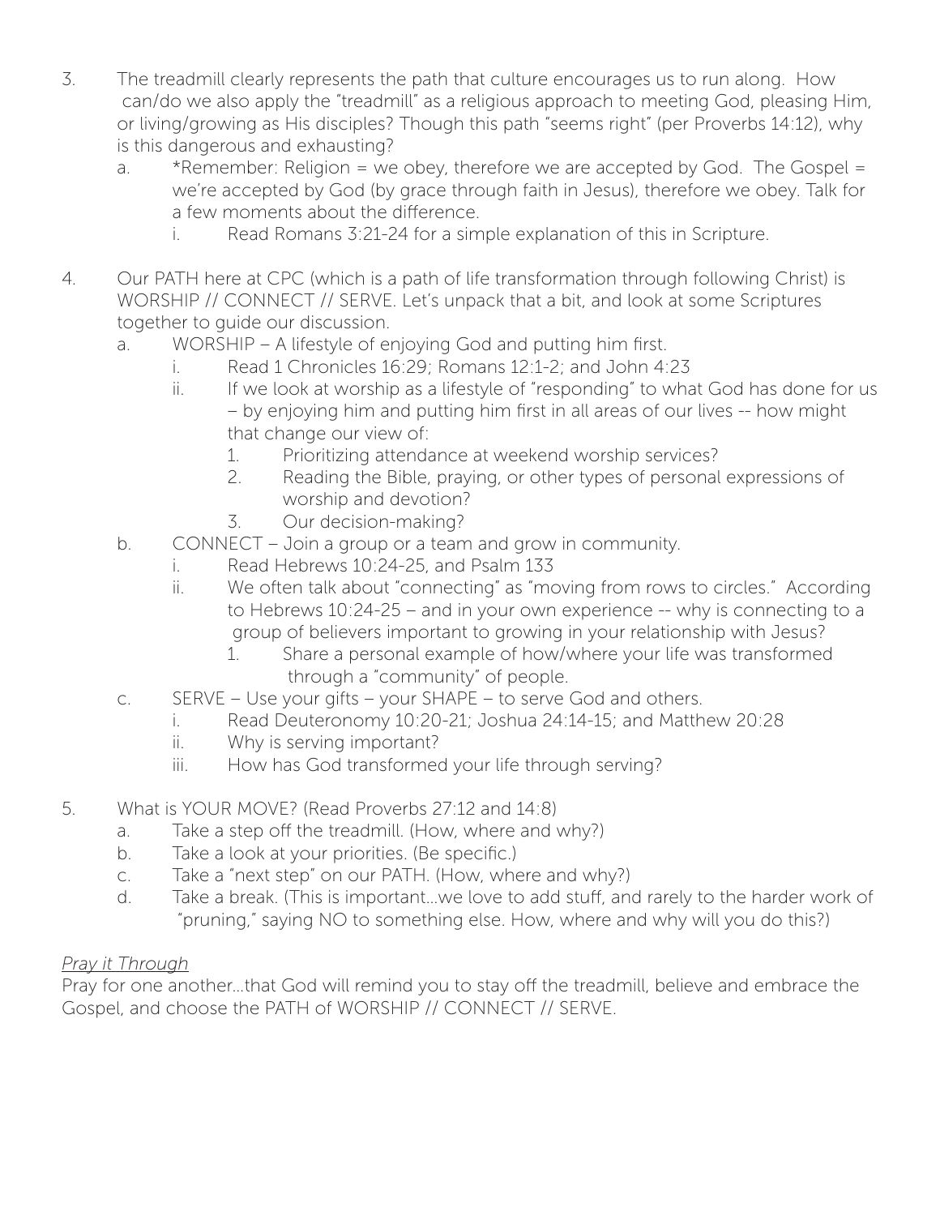3. The treadmill clearly represents the path that culture encourages us to run along. How can/do we also apply the "treadmill" as a religious approach to meeting God, pleasing Him, or living/growing as His disciples? Though this path "seems right" (per Proverbs 14:12), why is this dangerous and exhausting?
   a. *Remember: Religion = we obey, therefore we are accepted by God. The Gospel = we're accepted by God (by grace through faith in Jesus), therefore we obey. Talk for a few moments about the difference.
      i. Read Romans 3:21-24 for a simple explanation of this in Scripture.

4. Our PATH here at CPC (which is a path of life transformation through following Christ) is WORSHIP // CONNECT // SERVE. Let's unpack that a bit, and look at some Scriptures together to guide our discussion.
   a. WORSHIP – A lifestyle of enjoying God and putting him first.
      i. Read 1 Chronicles 16:29; Romans 12:1-2; and John 4:23
      ii. If we look at worship as a lifestyle of "responding" to what God has done for us – by enjoying him and putting him first in all areas of our lives -- how might that change our view of:
         1. Prioritizing attendance at weekend worship services?
         2. Reading the Bible, praying, or other types of personal expressions of worship and devotion?
         3. Our decision-making?
   b. CONNECT – Join a group or a team and grow in community.
      i. Read Hebrews 10:24-25, and Psalm 133
      ii. We often talk about "connecting" as "moving from rows to circles." According to Hebrews 10:24-25 – and in your own experience -- why is connecting to a group of believers important to growing in your relationship with Jesus?
         1. Share a personal example of how/where your life was transformed through a "community" of people.
   c. SERVE – Use your gifts – your SHAPE – to serve God and others.
      i. Read Deuteronomy 10:20-21; Joshua 24:14-15; and Matthew 20:28
      ii. Why is serving important?
      iii. How has God transformed your life through serving?

5. What is YOUR MOVE? (Read Proverbs 27:12 and 14:8)
   a. Take a step off the treadmill. (How, where and why?)
   b. Take a look at your priorities. (Be specific.)
   c. Take a "next step" on our PATH. (How, where and why?)
   d. Take a break. (This is important…we love to add stuff, and rarely to the harder work of "pruning," saying NO to something else. How, where and why will you do this?)

*Pray it Through*

Pray for one another…that God will remind you to stay off the treadmill, believe and embrace the Gospel, and choose the PATH of WORSHIP // CONNECT // SERVE.